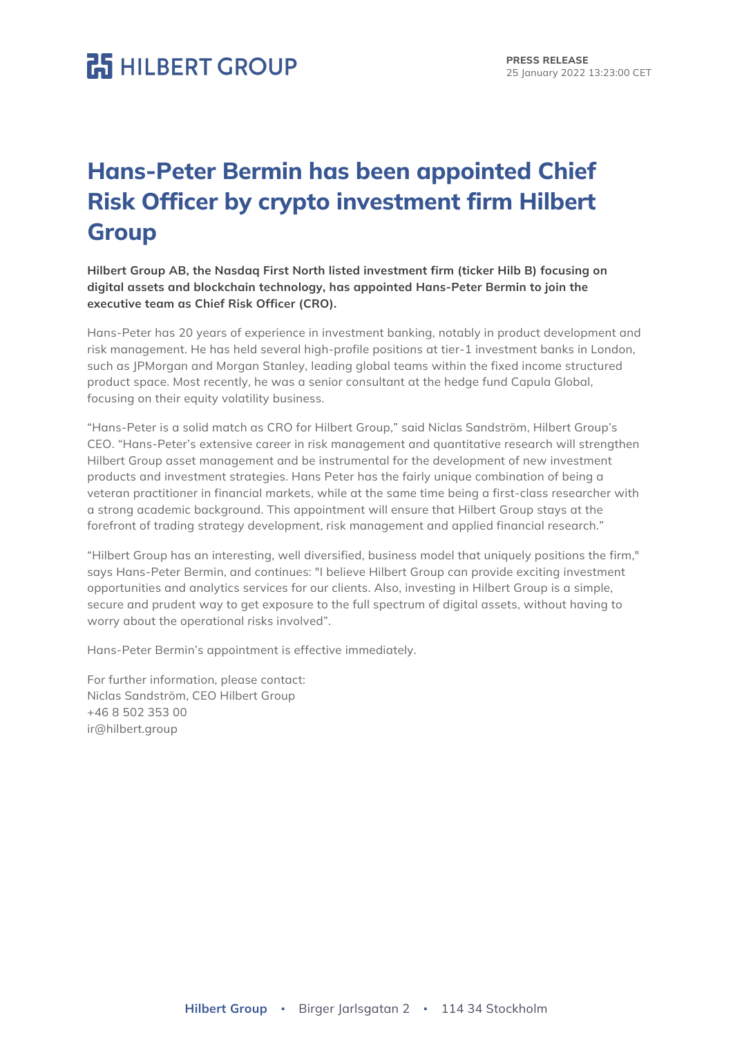HILBERT GROUP

**PRESS RELEASE**
25 January 2022 13:23:00 CET

# Hans-Peter Bermin has been appointed Chief Risk Officer by crypto investment firm Hilbert Group

**Hilbert Group AB, the Nasdaq First North listed investment firm (ticker Hilb B) focusing on digital assets and blockchain technology, has appointed Hans-Peter Bermin to join the executive team as Chief Risk Officer (CRO).**

Hans-Peter has 20 years of experience in investment banking, notably in product development and risk management. He has held several high-profile positions at tier-1 investment banks in London, such as JPMorgan and Morgan Stanley, leading global teams within the fixed income structured product space. Most recently, he was a senior consultant at the hedge fund Capula Global, focusing on their equity volatility business.

"Hans-Peter is a solid match as CRO for Hilbert Group," said Niclas Sandström, Hilbert Group's CEO. "Hans-Peter's extensive career in risk management and quantitative research will strengthen Hilbert Group asset management and be instrumental for the development of new investment products and investment strategies. Hans Peter has the fairly unique combination of being a veteran practitioner in financial markets, while at the same time being a first-class researcher with a strong academic background. This appointment will ensure that Hilbert Group stays at the forefront of trading strategy development, risk management and applied financial research."

"Hilbert Group has an interesting, well diversified, business model that uniquely positions the firm," says Hans-Peter Bermin, and continues: "I believe Hilbert Group can provide exciting investment opportunities and analytics services for our clients. Also, investing in Hilbert Group is a simple, secure and prudent way to get exposure to the full spectrum of digital assets, without having to worry about the operational risks involved".

Hans-Peter Bermin's appointment is effective immediately.

For further information, please contact:
Niclas Sandström, CEO Hilbert Group
+46 8 502 353 00
ir@hilbert.group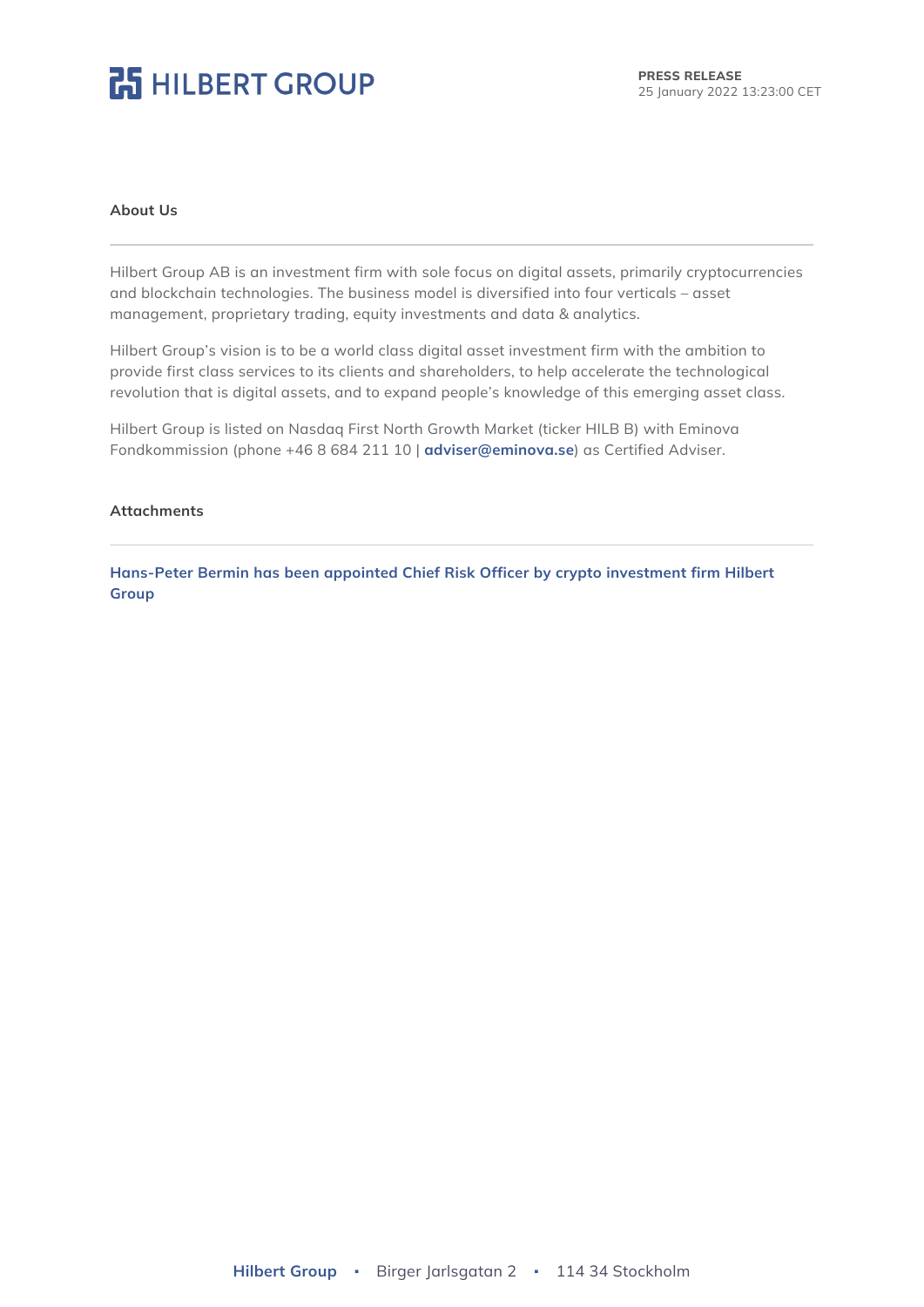#### About Us

Hilbert Group AB is an investment firm with sole focus on digital assets, primarily cryptocurrencies and blockchain technologies. The business model is diversified into four verticals – asset management, proprietary trading, equity investments and data & analytics.

Hilbert Group's vision is to be a world class digital asset investment firm with the ambition to provide first class services to its clients and shareholders, to help accelerate the technological revolution that is digital assets, and to expand people's knowledge of this emerging asset class.

Hilbert Group is listed on Nasdaq First North Growth Market (ticker HILB B) with Eminova Fondkommission (phone +46 8 684 211 10 | **adviser@eminova.se**) as Certified Adviser.

#### Attachments

**Hans-Peter Bermin has been appointed Chief Risk Officer by crypto investment firm Hilbert Group**